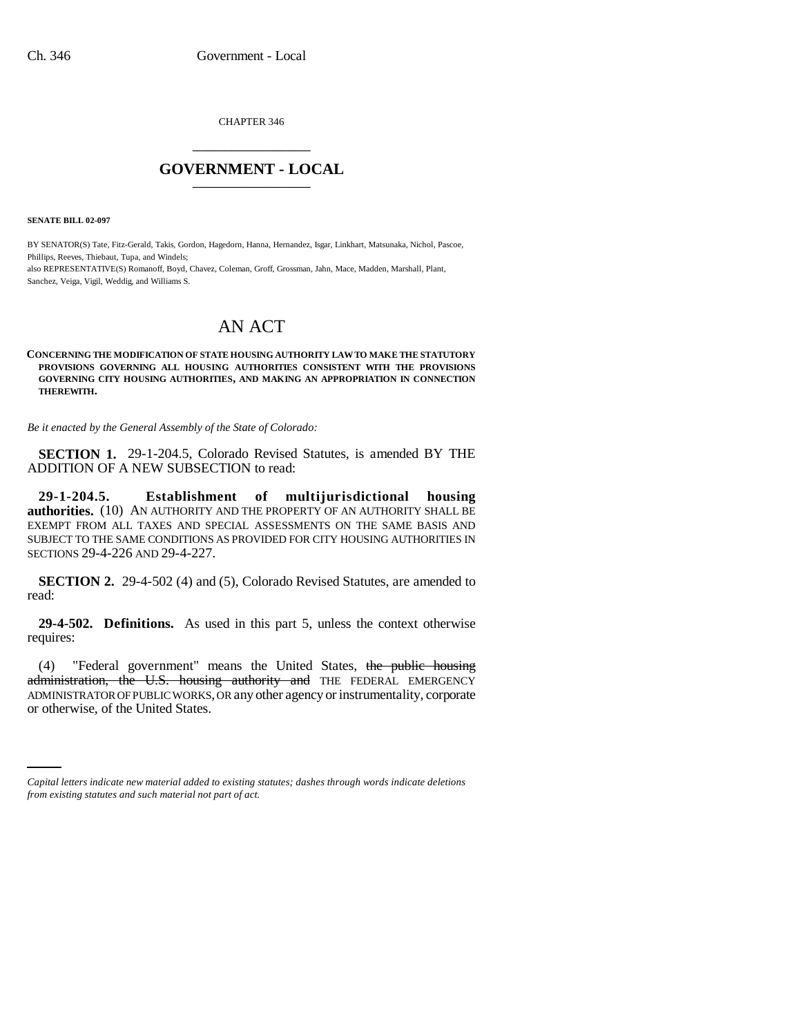CHAPTER 346

# GOVERNMENT - LOCAL

**SENATE BILL 02-097**

BY SENATOR(S) Tate, Fitz-Gerald, Takis, Gordon, Hagedorn, Hanna, Hernandez, Isgar, Linkhart, Matsunaka, Nichol, Pascoe, Phillips, Reeves, Thiebaut, Tupa, and Windels;
also REPRESENTATIVE(S) Romanoff, Boyd, Chavez, Coleman, Groff, Grossman, Jahn, Mace, Madden, Marshall, Plant, Sanchez, Veiga, Vigil, Weddig, and Williams S.

# AN ACT

**CONCERNING THE MODIFICATION OF STATE HOUSING AUTHORITY LAW TO MAKE THE STATUTORY PROVISIONS GOVERNING ALL HOUSING AUTHORITIES CONSISTENT WITH THE PROVISIONS GOVERNING CITY HOUSING AUTHORITIES, AND MAKING AN APPROPRIATION IN CONNECTION THEREWITH.**

*Be it enacted by the General Assembly of the State of Colorado:*

**SECTION 1.** 29-1-204.5, Colorado Revised Statutes, is amended BY THE ADDITION OF A NEW SUBSECTION to read:

**29-1-204.5. Establishment of multijurisdictional housing authorities.** (10) AN AUTHORITY AND THE PROPERTY OF AN AUTHORITY SHALL BE EXEMPT FROM ALL TAXES AND SPECIAL ASSESSMENTS ON THE SAME BASIS AND SUBJECT TO THE SAME CONDITIONS AS PROVIDED FOR CITY HOUSING AUTHORITIES IN SECTIONS 29-4-226 AND 29-4-227.

**SECTION 2.** 29-4-502 (4) and (5), Colorado Revised Statutes, are amended to read:

**29-4-502. Definitions.** As used in this part 5, unless the context otherwise requires:

(4) "Federal government" means the United States, ~~the public housing administration, the U.S. housing authority and~~ THE FEDERAL EMERGENCY ADMINISTRATOR OF PUBLIC WORKS, OR any other agency or instrumentality, corporate or otherwise, of the United States.

---

*Capital letters indicate new material added to existing statutes; dashes through words indicate deletions from existing statutes and such material not part of act.*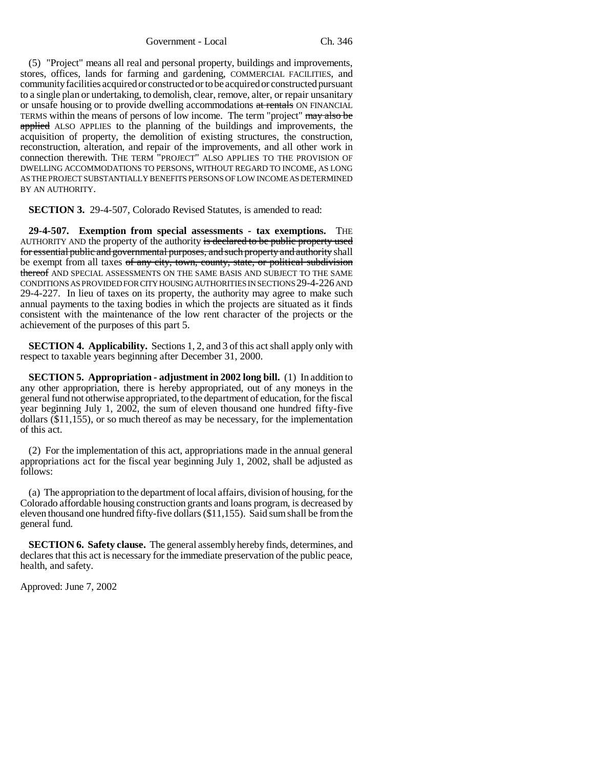(5) "Project" means all real and personal property, buildings and improvements, stores, offices, lands for farming and gardening, COMMERCIAL FACILITIES, and community facilities acquired or constructed or to be acquired or constructed pursuant to a single plan or undertaking, to demolish, clear, remove, alter, or repair unsanitary or unsafe housing or to provide dwelling accommodations ~~at rentals~~ ON FINANCIAL TERMS within the means of persons of low income. The term "project" ~~may also be applied~~ ALSO APPLIES to the planning of the buildings and improvements, the acquisition of property, the demolition of existing structures, the construction, reconstruction, alteration, and repair of the improvements, and all other work in connection therewith. THE TERM "PROJECT" ALSO APPLIES TO THE PROVISION OF DWELLING ACCOMMODATIONS TO PERSONS, WITHOUT REGARD TO INCOME, AS LONG AS THE PROJECT SUBSTANTIALLY BENEFITS PERSONS OF LOW INCOME AS DETERMINED BY AN AUTHORITY.

**SECTION 3.** 29-4-507, Colorado Revised Statutes, is amended to read:

**29-4-507. Exemption from special assessments - tax exemptions.** THE AUTHORITY AND the property of the authority ~~is declared to be public property used for essential public and governmental purposes, and such property and authority~~ shall be exempt from all taxes ~~of any city, town, county, state, or political subdivision thereof~~ AND SPECIAL ASSESSMENTS ON THE SAME BASIS AND SUBJECT TO THE SAME CONDITIONS AS PROVIDED FOR CITY HOUSING AUTHORITIES IN SECTIONS 29-4-226 AND 29-4-227. In lieu of taxes on its property, the authority may agree to make such annual payments to the taxing bodies in which the projects are situated as it finds consistent with the maintenance of the low rent character of the projects or the achievement of the purposes of this part 5.

**SECTION 4. Applicability.** Sections 1, 2, and 3 of this act shall apply only with respect to taxable years beginning after December 31, 2000.

**SECTION 5. Appropriation - adjustment in 2002 long bill.** (1) In addition to any other appropriation, there is hereby appropriated, out of any moneys in the general fund not otherwise appropriated, to the department of education, for the fiscal year beginning July 1, 2002, the sum of eleven thousand one hundred fifty-five dollars ($11,155), or so much thereof as may be necessary, for the implementation of this act.

(2) For the implementation of this act, appropriations made in the annual general appropriations act for the fiscal year beginning July 1, 2002, shall be adjusted as follows:

(a) The appropriation to the department of local affairs, division of housing, for the Colorado affordable housing construction grants and loans program, is decreased by eleven thousand one hundred fifty-five dollars ($11,155). Said sum shall be from the general fund.

**SECTION 6. Safety clause.** The general assembly hereby finds, determines, and declares that this act is necessary for the immediate preservation of the public peace, health, and safety.

Approved: June 7, 2002